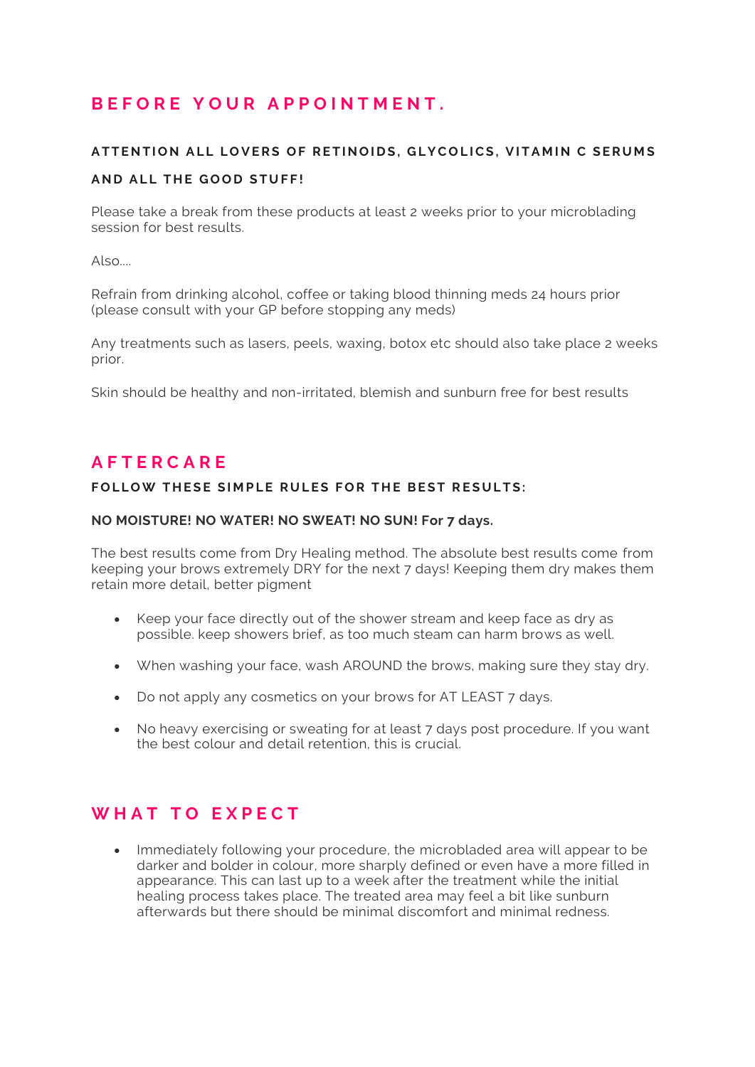## BEFORE YOUR APPOINTMENT.

### ATTENTION ALL LOVERS OF RETINOIDS, GLYCOLICS, VITAMIN C SERUMS AND ALL THE GOOD STUFF!

Please take a break from these products at least 2 weeks prior to your microblading session for best results.

Also….

Refrain from drinking alcohol, coffee or taking blood thinning meds 24 hours prior (please consult with your GP before stopping any meds)

Any treatments such as lasers, peels, waxing, botox etc should also take place 2 weeks prior.

Skin should be healthy and non-irritated, blemish and sunburn free for best results

## AFTERCARE

### FOLLOW THESE SIMPLE RULES FOR THE BEST RESULTS:

**NO MOISTURE! NO WATER! NO SWEAT! NO SUN! For 7 days.**

The best results come from Dry Healing method. The absolute best results come from keeping your brows extremely DRY for the next 7 days! Keeping them dry makes them retain more detail, better pigment

- Keep your face directly out of the shower stream and keep face as dry as possible. keep showers brief, as too much steam can harm brows as well.
- When washing your face, wash AROUND the brows, making sure they stay dry.
- Do not apply any cosmetics on your brows for AT LEAST 7 days.
- No heavy exercising or sweating for at least 7 days post procedure. If you want the best colour and detail retention, this is crucial.

## WHAT TO EXPECT

- Immediately following your procedure, the microbladed area will appear to be darker and bolder in colour, more sharply defined or even have a more filled in appearance. This can last up to a week after the treatment while the initial healing process takes place. The treated area may feel a bit like sunburn afterwards but there should be minimal discomfort and minimal redness.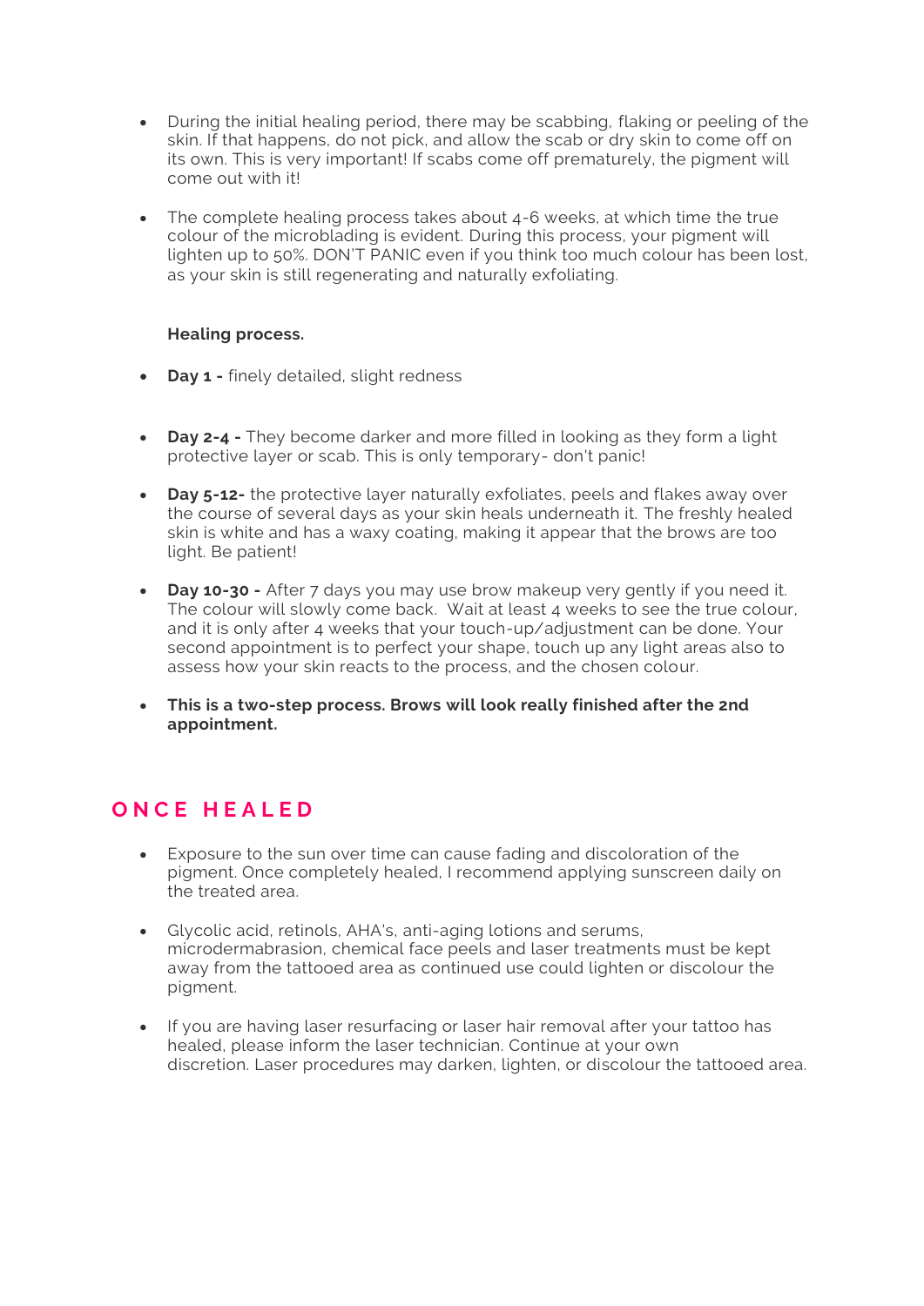- During the initial healing period, there may be scabbing, flaking or peeling of the skin. If that happens, do not pick, and allow the scab or dry skin to come off on its own. This is very important! If scabs come off prematurely, the pigment will come out with it!

- The complete healing process takes about 4-6 weeks, at which time the true colour of the microblading is evident. During this process, your pigment will lighten up to 50%. DON'T PANIC even if you think too much colour has been lost, as your skin is still regenerating and naturally exfoliating.

**Healing process.**

- **Day 1 -** finely detailed, slight redness

- **Day 2-4 -** They become darker and more filled in looking as they form a light protective layer or scab. This is only temporary- don't panic!

- **Day 5-12-** the protective layer naturally exfoliates, peels and flakes away over the course of several days as your skin heals underneath it. The freshly healed skin is white and has a waxy coating, making it appear that the brows are too light. Be patient!

- **Day 10-30 -** After 7 days you may use brow makeup very gently if you need it. The colour will slowly come back. Wait at least 4 weeks to see the true colour, and it is only after 4 weeks that your touch-up/adjustment can be done. Your second appointment is to perfect your shape, touch up any light areas also to assess how your skin reacts to the process, and the chosen colour.

- **This is a two-step process. Brows will look really finished after the 2nd appointment.**

## ONCE HEALED

- Exposure to the sun over time can cause fading and discoloration of the pigment. Once completely healed, I recommend applying sunscreen daily on the treated area.

- Glycolic acid, retinols, AHA's, anti-aging lotions and serums, microdermabrasion, chemical face peels and laser treatments must be kept away from the tattooed area as continued use could lighten or discolour the pigment.

- If you are having laser resurfacing or laser hair removal after your tattoo has healed, please inform the laser technician. Continue at your own discretion. Laser procedures may darken, lighten, or discolour the tattooed area.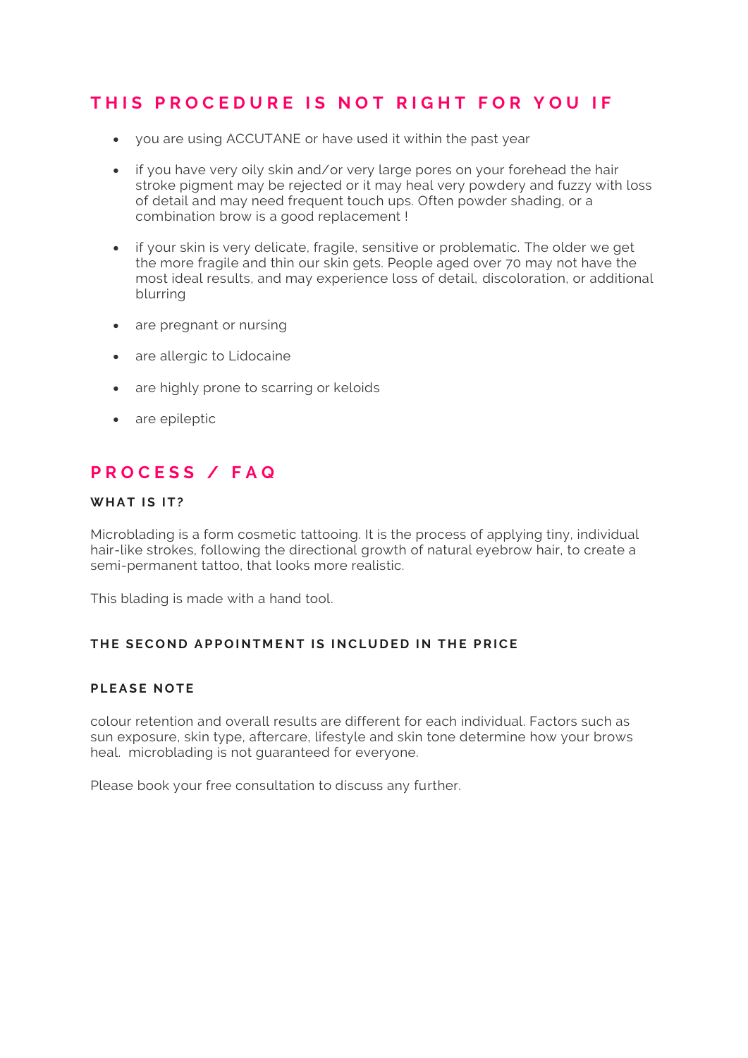## THIS PROCEDURE IS NOT RIGHT FOR YOU IF

- you are using ACCUTANE or have used it within the past year
- if you have very oily skin and/or very large pores on your forehead the hair stroke pigment may be rejected or it may heal very powdery and fuzzy with loss of detail and may need frequent touch ups. Often powder shading, or a combination brow is a good replacement !
- if your skin is very delicate, fragile, sensitive or problematic. The older we get the more fragile and thin our skin gets. People aged over 70 may not have the most ideal results, and may experience loss of detail, discoloration, or additional blurring
- are pregnant or nursing
- are allergic to Lidocaine
- are highly prone to scarring or keloids
- are epileptic

## PROCESS / FAQ

#### WHAT IS IT?

Microblading is a form cosmetic tattooing. It is the process of applying tiny, individual hair-like strokes, following the directional growth of natural eyebrow hair, to create a semi-permanent tattoo, that looks more realistic.

This blading is made with a hand tool.

#### THE SECOND APPOINTMENT IS INCLUDED IN THE PRICE

#### PLEASE NOTE

colour retention and overall results are different for each individual. Factors such as sun exposure, skin type, aftercare, lifestyle and skin tone determine how your brows heal.  microblading is not guaranteed for everyone.

Please book your free consultation to discuss any further.